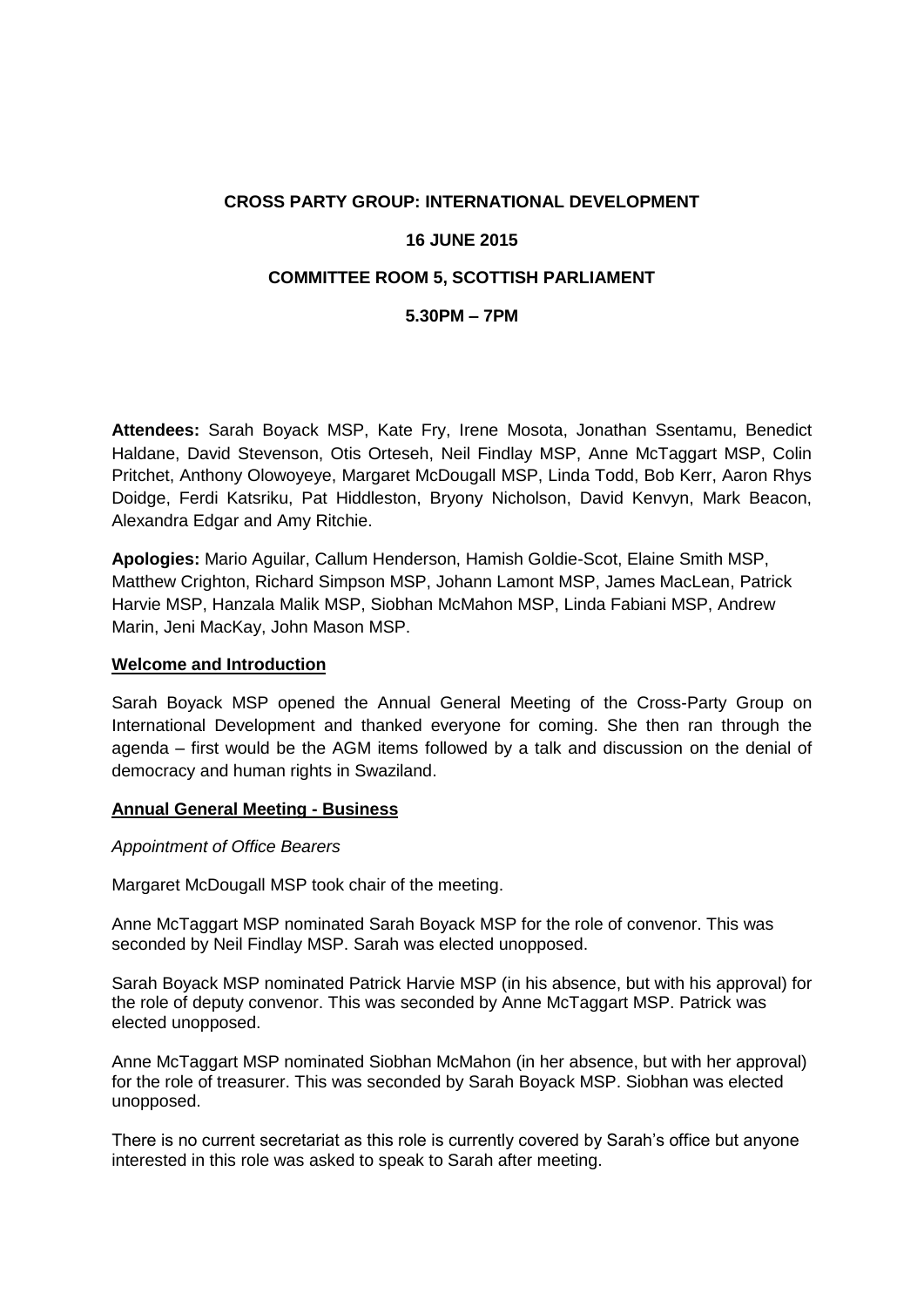**CROSS PARTY GROUP: INTERNATIONAL DEVELOPMENT**

**16 JUNE 2015**

**COMMITTEE ROOM 5, SCOTTISH PARLIAMENT**

**5.30PM – 7PM**

**Attendees:** Sarah Boyack MSP, Kate Fry, Irene Mosota, Jonathan Ssentamu, Benedict Haldane, David Stevenson, Otis Orteseh, Neil Findlay MSP, Anne McTaggart MSP, Colin Pritchet, Anthony Olowoyeye, Margaret McDougall MSP, Linda Todd, Bob Kerr, Aaron Rhys Doidge, Ferdi Katsriku, Pat Hiddleston, Bryony Nicholson, David Kenvyn, Mark Beacon, Alexandra Edgar and Amy Ritchie.

**Apologies:** Mario Aguilar, Callum Henderson, Hamish Goldie-Scot, Elaine Smith MSP, Matthew Crighton, Richard Simpson MSP, Johann Lamont MSP, James MacLean, Patrick Harvie MSP, Hanzala Malik MSP, Siobhan McMahon MSP, Linda Fabiani MSP, Andrew Marin, Jeni MacKay, John Mason MSP.

**Welcome and Introduction**

Sarah Boyack MSP opened the Annual General Meeting of the Cross-Party Group on International Development and thanked everyone for coming. She then ran through the agenda – first would be the AGM items followed by a talk and discussion on the denial of democracy and human rights in Swaziland.

**Annual General Meeting - Business**

*Appointment of Office Bearers*

Margaret McDougall MSP took chair of the meeting.

Anne McTaggart MSP nominated Sarah Boyack MSP for the role of convenor. This was seconded by Neil Findlay MSP. Sarah was elected unopposed.

Sarah Boyack MSP nominated Patrick Harvie MSP (in his absence, but with his approval) for the role of deputy convenor. This was seconded by Anne McTaggart MSP. Patrick was elected unopposed.

Anne McTaggart MSP nominated Siobhan McMahon (in her absence, but with her approval) for the role of treasurer. This was seconded by Sarah Boyack MSP. Siobhan was elected unopposed.

There is no current secretariat as this role is currently covered by Sarah's office but anyone interested in this role was asked to speak to Sarah after meeting.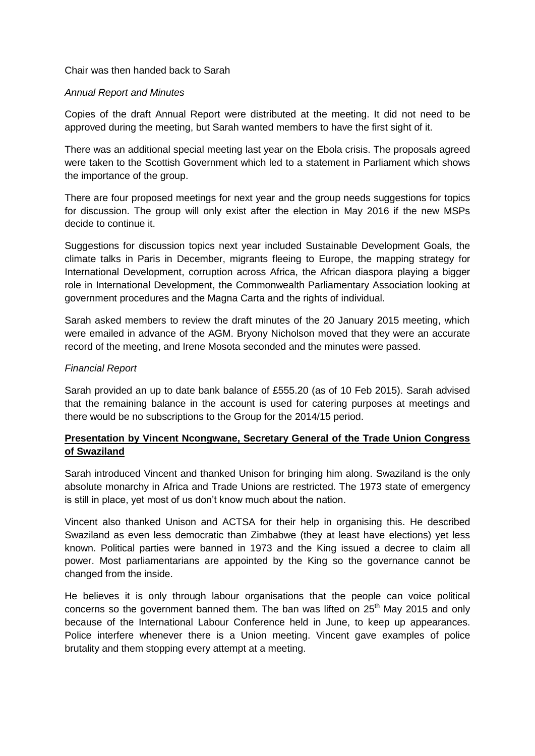Chair was then handed back to Sarah

*Annual Report and Minutes*

Copies of the draft Annual Report were distributed at the meeting. It did not need to be approved during the meeting, but Sarah wanted members to have the first sight of it.

There was an additional special meeting last year on the Ebola crisis. The proposals agreed were taken to the Scottish Government which led to a statement in Parliament which shows the importance of the group.

There are four proposed meetings for next year and the group needs suggestions for topics for discussion. The group will only exist after the election in May 2016 if the new MSPs decide to continue it.

Suggestions for discussion topics next year included Sustainable Development Goals, the climate talks in Paris in December, migrants fleeing to Europe, the mapping strategy for International Development, corruption across Africa, the African diaspora playing a bigger role in International Development, the Commonwealth Parliamentary Association looking at government procedures and the Magna Carta and the rights of individual.

Sarah asked members to review the draft minutes of the 20 January 2015 meeting, which were emailed in advance of the AGM. Bryony Nicholson moved that they were an accurate record of the meeting, and Irene Mosota seconded and the minutes were passed.

*Financial Report*

Sarah provided an up to date bank balance of £555.20 (as of 10 Feb 2015). Sarah advised that the remaining balance in the account is used for catering purposes at meetings and there would be no subscriptions to the Group for the 2014/15 period.

**Presentation by Vincent Ncongwane, Secretary General of the Trade Union Congress of Swaziland**

Sarah introduced Vincent and thanked Unison for bringing him along. Swaziland is the only absolute monarchy in Africa and Trade Unions are restricted. The 1973 state of emergency is still in place, yet most of us don't know much about the nation.

Vincent also thanked Unison and ACTSA for their help in organising this. He described Swaziland as even less democratic than Zimbabwe (they at least have elections) yet less known. Political parties were banned in 1973 and the King issued a decree to claim all power. Most parliamentarians are appointed by the King so the governance cannot be changed from the inside.

He believes it is only through labour organisations that the people can voice political concerns so the government banned them. The ban was lifted on 25th May 2015 and only because of the International Labour Conference held in June, to keep up appearances. Police interfere whenever there is a Union meeting. Vincent gave examples of police brutality and them stopping every attempt at a meeting.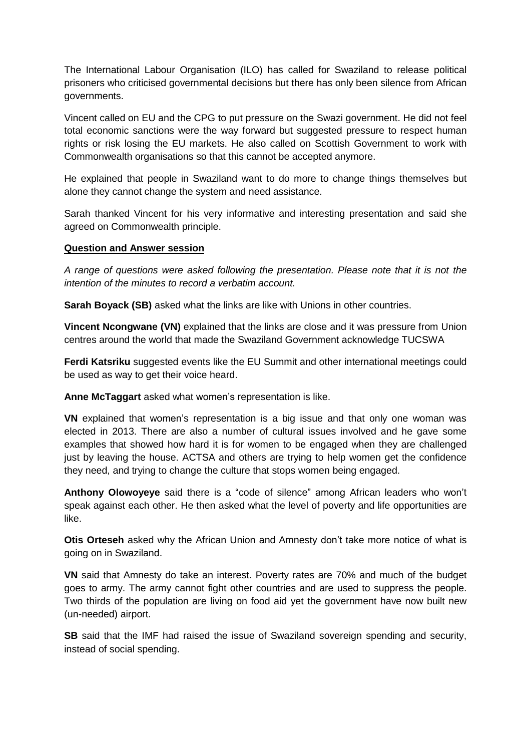The International Labour Organisation (ILO) has called for Swaziland to release political prisoners who criticised governmental decisions but there has only been silence from African governments.

Vincent called on EU and the CPG to put pressure on the Swazi government. He did not feel total economic sanctions were the way forward but suggested pressure to respect human rights or risk losing the EU markets. He also called on Scottish Government to work with Commonwealth organisations so that this cannot be accepted anymore.

He explained that people in Swaziland want to do more to change things themselves but alone they cannot change the system and need assistance.

Sarah thanked Vincent for his very informative and interesting presentation and said she agreed on Commonwealth principle.

**Question and Answer session**

*A range of questions were asked following the presentation. Please note that it is not the intention of the minutes to record a verbatim account.*

**Sarah Boyack (SB)** asked what the links are like with Unions in other countries.

**Vincent Ncongwane (VN)** explained that the links are close and it was pressure from Union centres around the world that made the Swaziland Government acknowledge TUCSWA

**Ferdi Katsriku** suggested events like the EU Summit and other international meetings could be used as way to get their voice heard.

**Anne McTaggart** asked what women's representation is like.

**VN** explained that women's representation is a big issue and that only one woman was elected in 2013. There are also a number of cultural issues involved and he gave some examples that showed how hard it is for women to be engaged when they are challenged just by leaving the house. ACTSA and others are trying to help women get the confidence they need, and trying to change the culture that stops women being engaged.

**Anthony Olowoyeye** said there is a "code of silence" among African leaders who won't speak against each other. He then asked what the level of poverty and life opportunities are like.

**Otis Orteseh** asked why the African Union and Amnesty don't take more notice of what is going on in Swaziland.

**VN** said that Amnesty do take an interest. Poverty rates are 70% and much of the budget goes to army. The army cannot fight other countries and are used to suppress the people. Two thirds of the population are living on food aid yet the government have now built new (un-needed) airport.

**SB** said that the IMF had raised the issue of Swaziland sovereign spending and security, instead of social spending.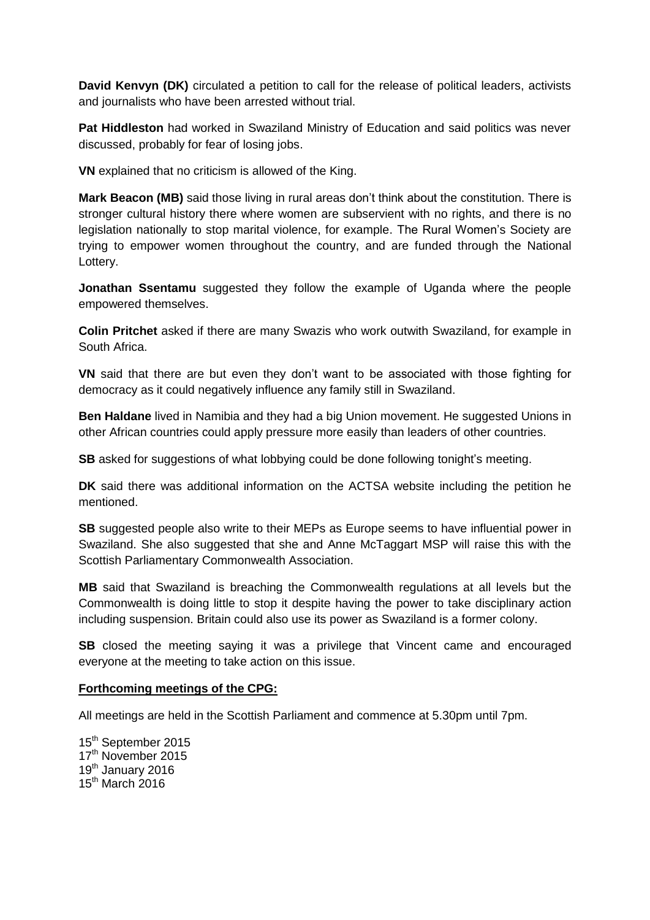**David Kenvyn (DK)** circulated a petition to call for the release of political leaders, activists and journalists who have been arrested without trial.

**Pat Hiddleston** had worked in Swaziland Ministry of Education and said politics was never discussed, probably for fear of losing jobs.

**VN** explained that no criticism is allowed of the King.

**Mark Beacon (MB)** said those living in rural areas don't think about the constitution. There is stronger cultural history there where women are subservient with no rights, and there is no legislation nationally to stop marital violence, for example. The Rural Women's Society are trying to empower women throughout the country, and are funded through the National Lottery.

**Jonathan Ssentamu** suggested they follow the example of Uganda where the people empowered themselves.

**Colin Pritchet** asked if there are many Swazis who work outwith Swaziland, for example in South Africa.

**VN** said that there are but even they don't want to be associated with those fighting for democracy as it could negatively influence any family still in Swaziland.

**Ben Haldane** lived in Namibia and they had a big Union movement. He suggested Unions in other African countries could apply pressure more easily than leaders of other countries.

**SB** asked for suggestions of what lobbying could be done following tonight's meeting.

**DK** said there was additional information on the ACTSA website including the petition he mentioned.

**SB** suggested people also write to their MEPs as Europe seems to have influential power in Swaziland. She also suggested that she and Anne McTaggart MSP will raise this with the Scottish Parliamentary Commonwealth Association.

**MB** said that Swaziland is breaching the Commonwealth regulations at all levels but the Commonwealth is doing little to stop it despite having the power to take disciplinary action including suspension. Britain could also use its power as Swaziland is a former colony.

**SB** closed the meeting saying it was a privilege that Vincent came and encouraged everyone at the meeting to take action on this issue.

**Forthcoming meetings of the CPG:**

All meetings are held in the Scottish Parliament and commence at 5.30pm until 7pm.

15th September 2015
17th November 2015
19th January 2016
15th March 2016